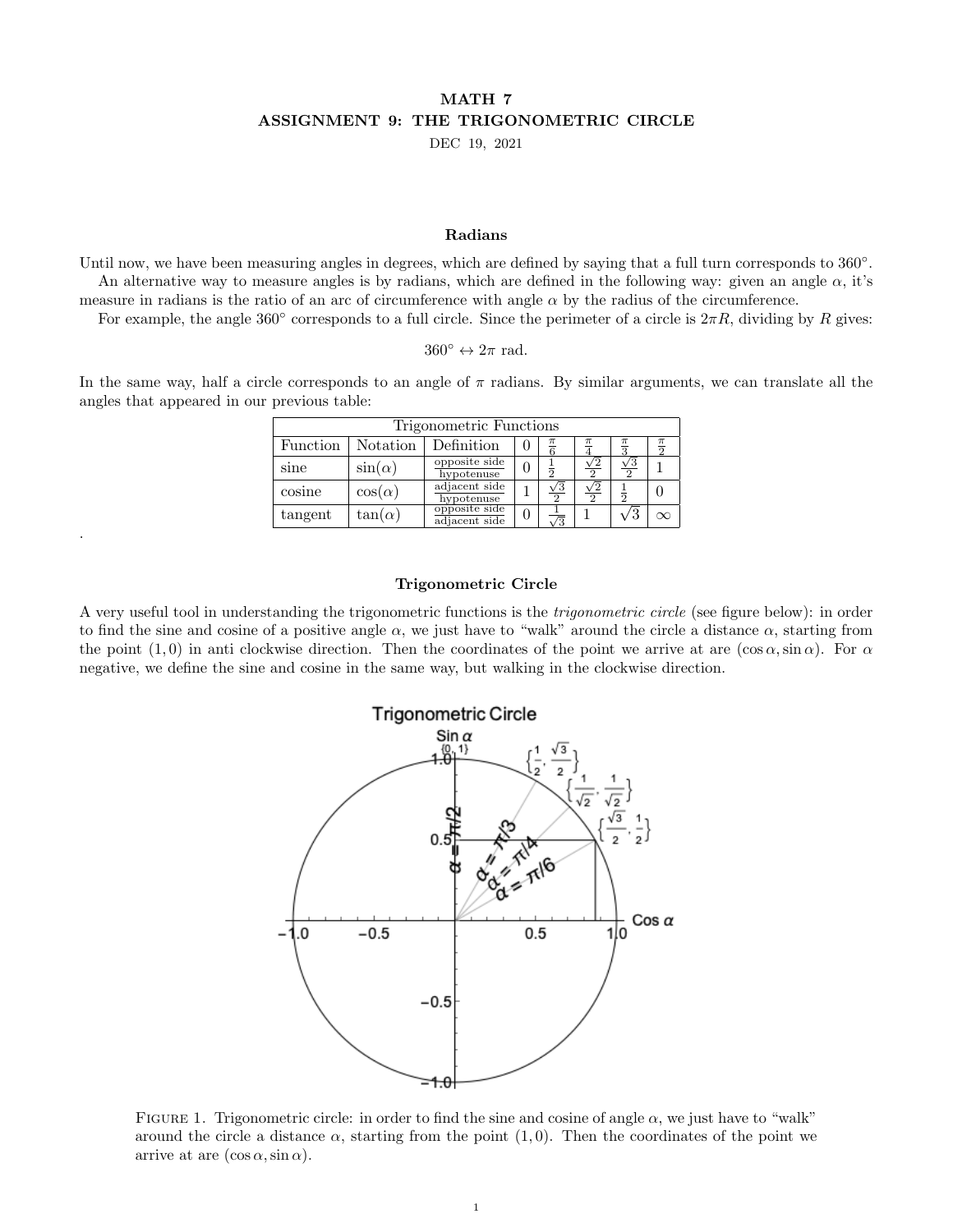# MATH 7
## ASSIGNMENT 9: THE TRIGONOMETRIC CIRCLE

DEC 19, 2021

### Radians

Until now, we have been measuring angles in degrees, which are defined by saying that a full turn corresponds to $360°$.

An alternative way to measure angles is by radians, which are defined in the following way: given an angle $\alpha$, it's measure in radians is the ratio of an arc of circumference with angle $\alpha$ by the radius of the circumference.

For example, the angle $360°$ corresponds to a full circle. Since the perimeter of a circle is $2\pi R$, dividing by $R$ gives:

$$360° \leftrightarrow 2\pi \text{ rad.}$$

In the same way, half a circle corresponds to an angle of $\pi$ radians. By similar arguments, we can translate all the angles that appeared in our previous table:

| Trigonometric Functions | | | | | | | |
|---|---|---|---|---|---|---|---|
| Function | Notation | Definition | $0$ | $\frac{\pi}{6}$ | $\frac{\pi}{4}$ | $\frac{\pi}{3}$ | $\frac{\pi}{2}$ |
| sine | $\sin(\alpha)$ | $\frac{\text{opposite side}}{\text{hypotenuse}}$ | $0$ | $\frac{1}{2}$ | $\frac{\sqrt{2}}{2}$ | $\frac{\sqrt{3}}{2}$ | $1$ |
| cosine | $\cos(\alpha)$ | $\frac{\text{adjacent side}}{\text{hypotenuse}}$ | $1$ | $\frac{\sqrt{3}}{2}$ | $\frac{\sqrt{2}}{2}$ | $\frac{1}{2}$ | $0$ |
| tangent | $\tan(\alpha)$ | $\frac{\text{opposite side}}{\text{adjacent side}}$ | $0$ | $\frac{1}{\sqrt{3}}$ | $1$ | $\sqrt{3}$ | $\infty$ |

.

### Trigonometric Circle

A very useful tool in understanding the trigonometric functions is the *trigonometric circle* (see figure below): in order to find the sine and cosine of a positive angle $\alpha$, we just have to "walk" around the circle a distance $\alpha$, starting from the point $(1, 0)$ in anti clockwise direction. Then the coordinates of the point we arrive at are $(\cos\alpha, \sin\alpha)$. For $\alpha$ negative, we define the sine and cosine in the same way, but walking in the clockwise direction.

FIGURE 1. Trigonometric circle: in order to find the sine and cosine of angle $\alpha$, we just have to "walk" around the circle a distance $\alpha$, starting from the point $(1, 0)$. Then the coordinates of the point we arrive at are $(\cos\alpha, \sin\alpha)$.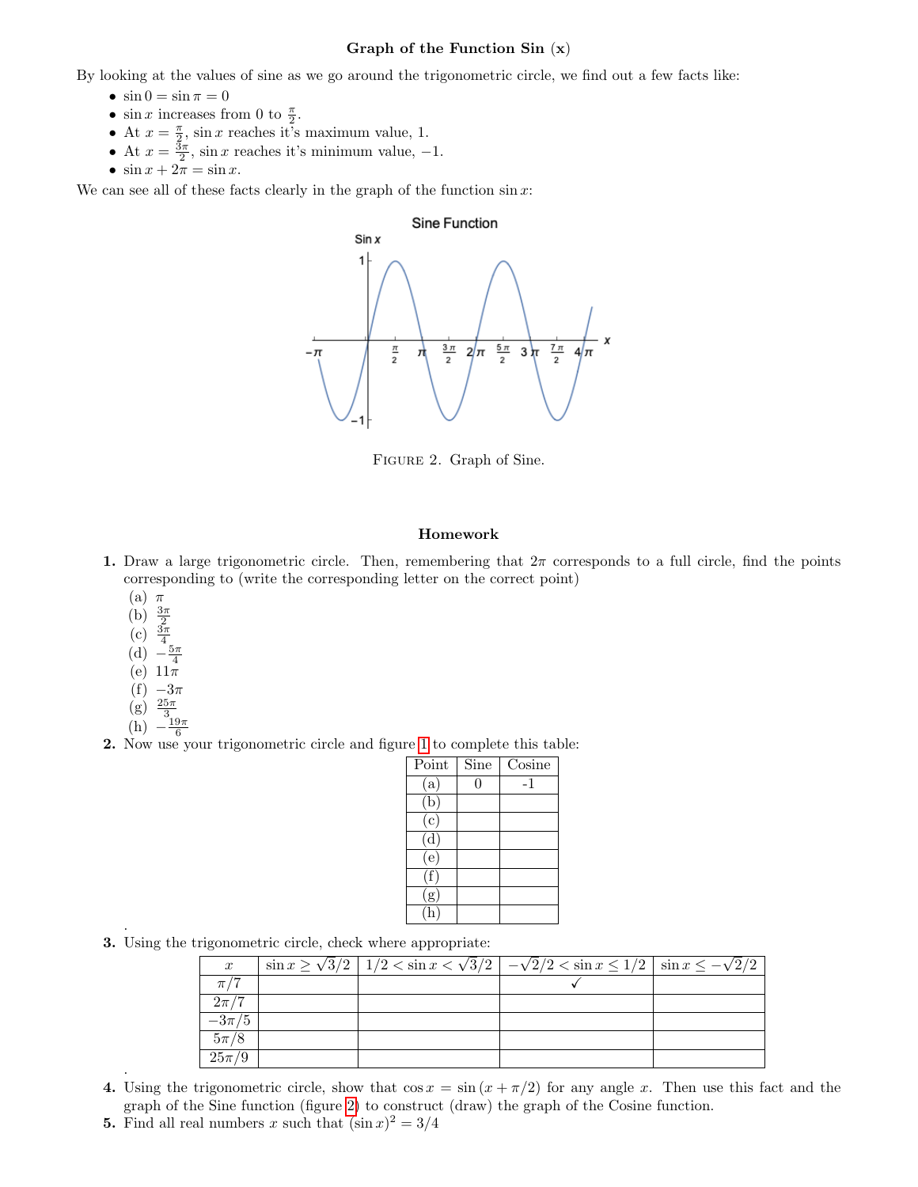**Graph of the Function Sin (x)**

By looking at the values of sine as we go around the trigonometric circle, we find out a few facts like:

- $\sin 0 = \sin \pi = 0$
- $\sin x$ increases from 0 to $\frac{\pi}{2}$.
- At $x = \frac{\pi}{2}$, $\sin x$ reaches it's maximum value, 1.
- At $x = \frac{3\pi}{2}$, $\sin x$ reaches it's minimum value, $-1$.
- $\sin x + 2\pi = \sin x$.

We can see all of these facts clearly in the graph of the function $\sin x$:

Sine Function

Sin *x*

1

−1

−π

π/2

π

3π/2

2π

5π/2

3π

7π/2

4π

x

Figure 2. Graph of Sine.

**Homework**

**1.** Draw a large trigonometric circle. Then, remembering that $2\pi$ corresponds to a full circle, find the points corresponding to (write the corresponding letter on the correct point)

(a) $\pi$
(b) $\frac{3\pi}{2}$
(c) $\frac{3\pi}{4}$
(d) $-\frac{5\pi}{4}$
(e) $11\pi$
(f) $-3\pi$
(g) $\frac{25\pi}{3}$
(h) $-\frac{19\pi}{6}$

**2.** Now use your trigonometric circle and figure 1 to complete this table:

| Point | Sine | Cosine |
|---|---|---|
| (a) | 0 | -1 |
| (b) | | |
| (c) | | |
| (d) | | |
| (e) | | |
| (f) | | |
| (g) | | |
| (h) | | |

.

**3.** Using the trigonometric circle, check where appropriate:

| $x$ | $\sin x \geq \sqrt{3}/2$ | $1/2 < \sin x < \sqrt{3}/2$ | $-\sqrt{2}/2 < \sin x \leq 1/2$ | $\sin x \leq -\sqrt{2}/2$ |
|---|---|---|---|---|
| $\pi/7$ | | | ✓ | |
| $2\pi/7$ | | | | |
| $-3\pi/5$ | | | | |
| $5\pi/8$ | | | | |
| $25\pi/9$ | | | | |

.

**4.** Using the trigonometric circle, show that $\cos x = \sin(x + \pi/2)$ for any angle $x$. Then use this fact and the graph of the Sine function (figure 2) to construct (draw) the graph of the Cosine function.

**5.** Find all real numbers $x$ such that $(\sin x)^2 = 3/4$